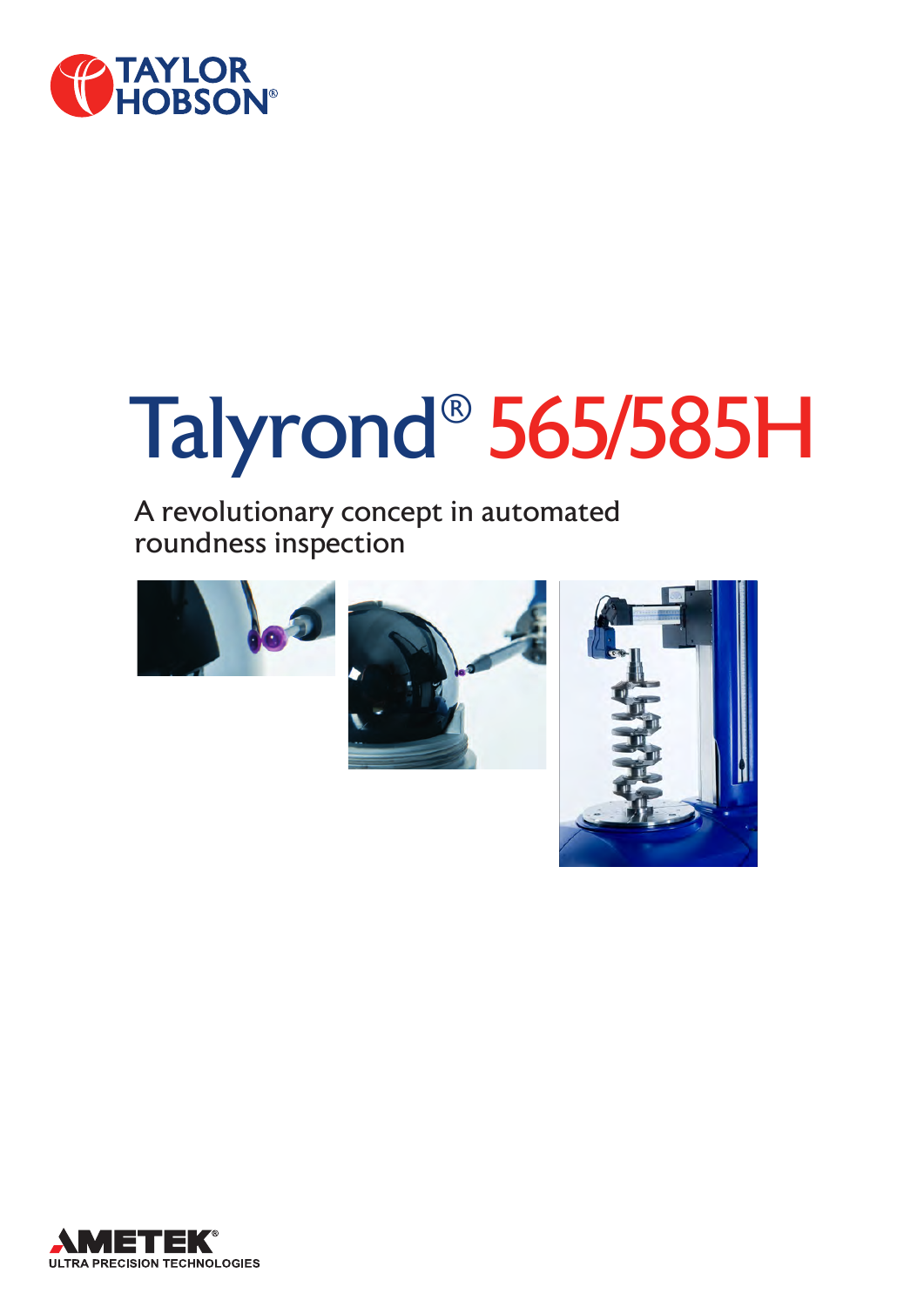TAYLOR HOBSON®

# Talyrond® 565/585H

## A revolutionary concept in automated roundness inspection

AMETEK®

ULTRA PRECISION TECHNOLOGIES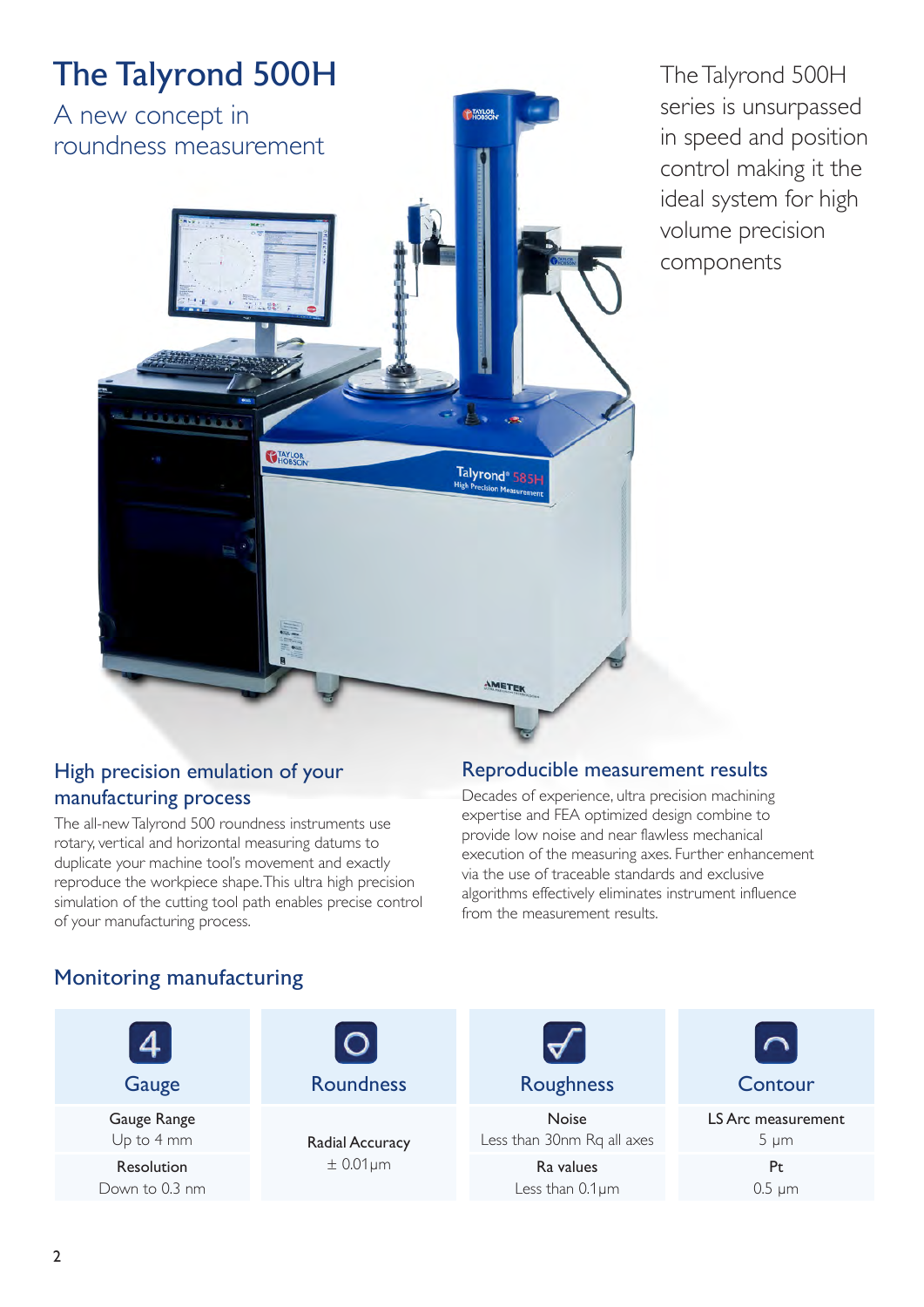# The Talyrond 500H

A new concept in roundness measurement

The Talyrond 500H series is unsurpassed in speed and position control making it the ideal system for high volume precision components

## High precision emulation of your manufacturing process

The all-new Talyrond 500 roundness instruments use rotary, vertical and horizontal measuring datums to duplicate your machine tool's movement and exactly reproduce the workpiece shape. This ultra high precision simulation of the cutting tool path enables precise control of your manufacturing process.

## Reproducible measurement results

Decades of experience, ultra precision machining expertise and FEA optimized design combine to provide low noise and near flawless mechanical execution of the measuring axes. Further enhancement via the use of traceable standards and exclusive algorithms effectively eliminates instrument influence from the measurement results.

## Monitoring manufacturing

| Gauge | Roundness | Roughness | Contour |
|---|---|---|---|
| Gauge Range<br>Up to 4 mm | Radial Accuracy<br>± 0.01μm | Noise<br>Less than 30nm Rq all axes | LS Arc measurement<br>5 μm |
| Resolution<br>Down to 0.3 nm | | Ra values<br>Less than 0.1μm | Pt<br>0.5 μm |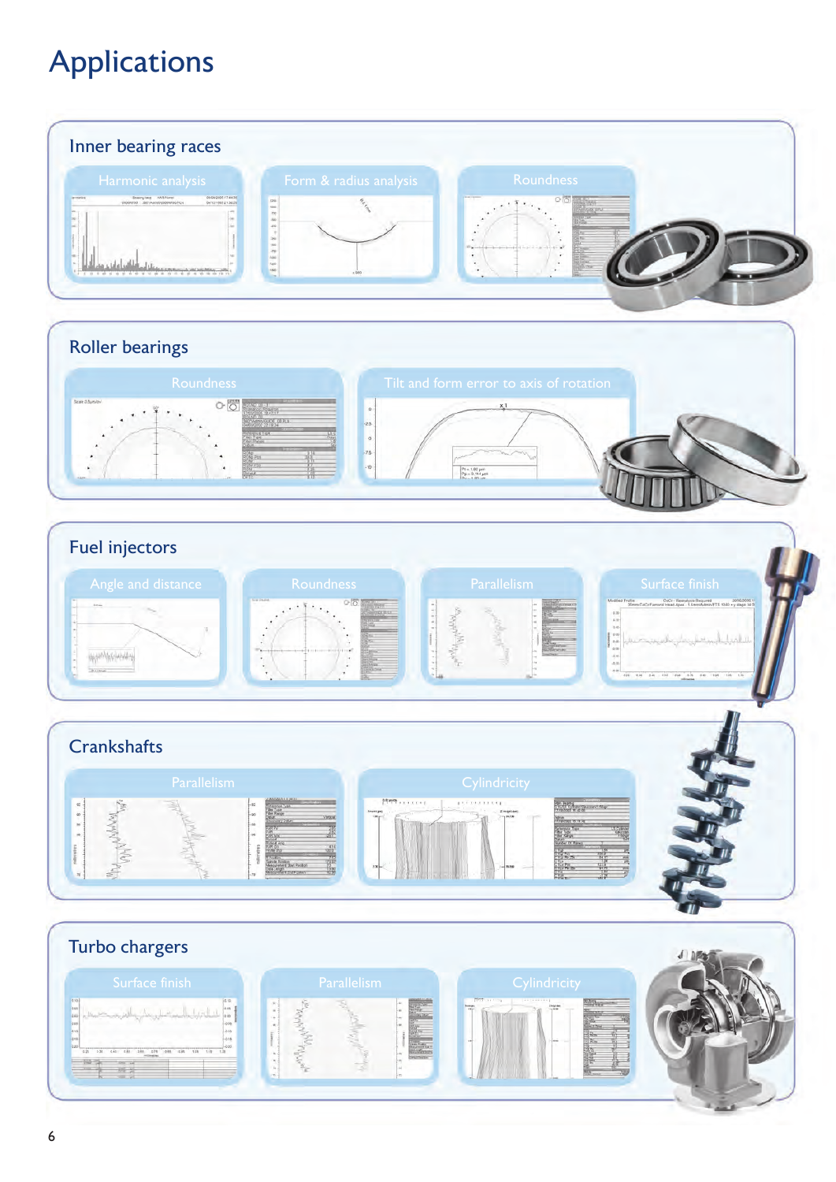# Applications

## Inner bearing races

Harmonic analysis

Form & radius analysis

Roundness

## Roller bearings

Roundness

Tilt and form error to axis of rotation

## Fuel injectors

Angle and distance

Roundness

Parallelism

Surface finish

## Crankshafts

Parallelism

Cylindricity

## Turbo chargers

Surface finish

Parallelism

Cylindricity